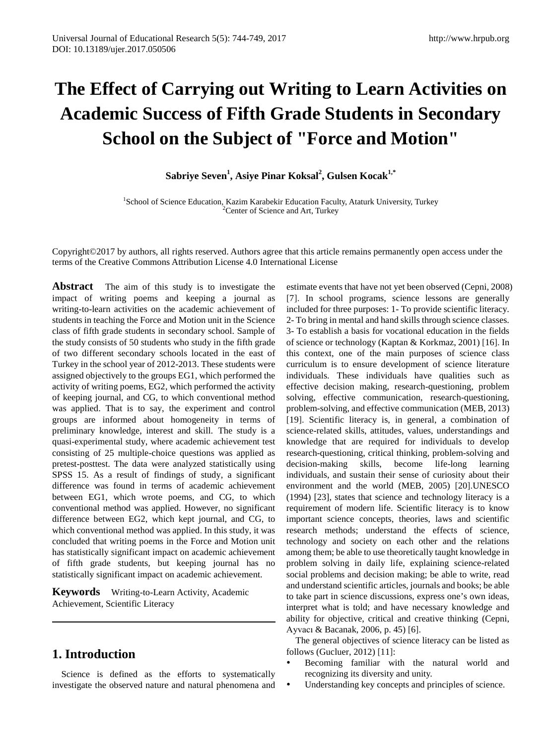# The Effect of Carrying out Writing to Learn Activities on Academic Success of Fifth Grade Students in Secondary School on the Subject of "Force and Motion"

**Sabriye Seven[1], Asiye Pinar Koksal[2], Gulsen Kocak[1,*]**

[1]School of Science Education, Kazim Karabekir Education Faculty, Ataturk University, Turkey
[2]Center of Science and Art, Turkey

Copyright©2017 by authors, all rights reserved. Authors agree that this article remains permanently open access under the terms of the Creative Commons Attribution License 4.0 International License

**Abstract** The aim of this study is to investigate the impact of writing poems and keeping a journal as writing-to-learn activities on the academic achievement of students in teaching the Force and Motion unit in the Science class of fifth grade students in secondary school. Sample of the study consists of 50 students who study in the fifth grade of two different secondary schools located in the east of Turkey in the school year of 2012-2013. These students were assigned objectively to the groups EG1, which performed the activity of writing poems, EG2, which performed the activity of keeping journal, and CG, to which conventional method was applied. That is to say, the experiment and control groups are informed about homogeneity in terms of preliminary knowledge, interest and skill. The study is a quasi-experimental study, where academic achievement test consisting of 25 multiple-choice questions was applied as pretest-posttest. The data were analyzed statistically using SPSS 15. As a result of findings of study, a significant difference was found in terms of academic achievement between EG1, which wrote poems, and CG, to which conventional method was applied. However, no significant difference between EG2, which kept journal, and CG, to which conventional method was applied. In this study, it was concluded that writing poems in the Force and Motion unit has statistically significant impact on academic achievement of fifth grade students, but keeping journal has no statistically significant impact on academic achievement.

**Keywords** Writing-to-Learn Activity, Academic Achievement, Scientific Literacy

## 1. Introduction

Science is defined as the efforts to systematically investigate the observed nature and natural phenomena and estimate events that have not yet been observed (Cepni, 2008) [7]. In school programs, science lessons are generally included for three purposes: 1- To provide scientific literacy. 2- To bring in mental and hand skills through science classes. 3- To establish a basis for vocational education in the fields of science or technology (Kaptan & Korkmaz, 2001) [16]. In this context, one of the main purposes of science class curriculum is to ensure development of science literature individuals. These individuals have qualities such as effective decision making, research-questioning, problem solving, effective communication, research-questioning, problem-solving, and effective communication (MEB, 2013) [19]. Scientific literacy is, in general, a combination of science-related skills, attitudes, values, understandings and knowledge that are required for individuals to develop research-questioning, critical thinking, problem-solving and decision-making skills, become life-long learning individuals, and sustain their sense of curiosity about their environment and the world (MEB, 2005) [20].UNESCO (1994) [23], states that science and technology literacy is a requirement of modern life. Scientific literacy is to know important science concepts, theories, laws and scientific research methods; understand the effects of science, technology and society on each other and the relations among them; be able to use theoretically taught knowledge in problem solving in daily life, explaining science-related social problems and decision making; be able to write, read and understand scientific articles, journals and books; be able to take part in science discussions, express one's own ideas, interpret what is told; and have necessary knowledge and ability for objective, critical and creative thinking (Cepni, Ayvacı & Bacanak, 2006, p. 45) [6].

The general objectives of science literacy can be listed as follows (Gucluer, 2012) [11]:

- Becoming familiar with the natural world and recognizing its diversity and unity.
- Understanding key concepts and principles of science.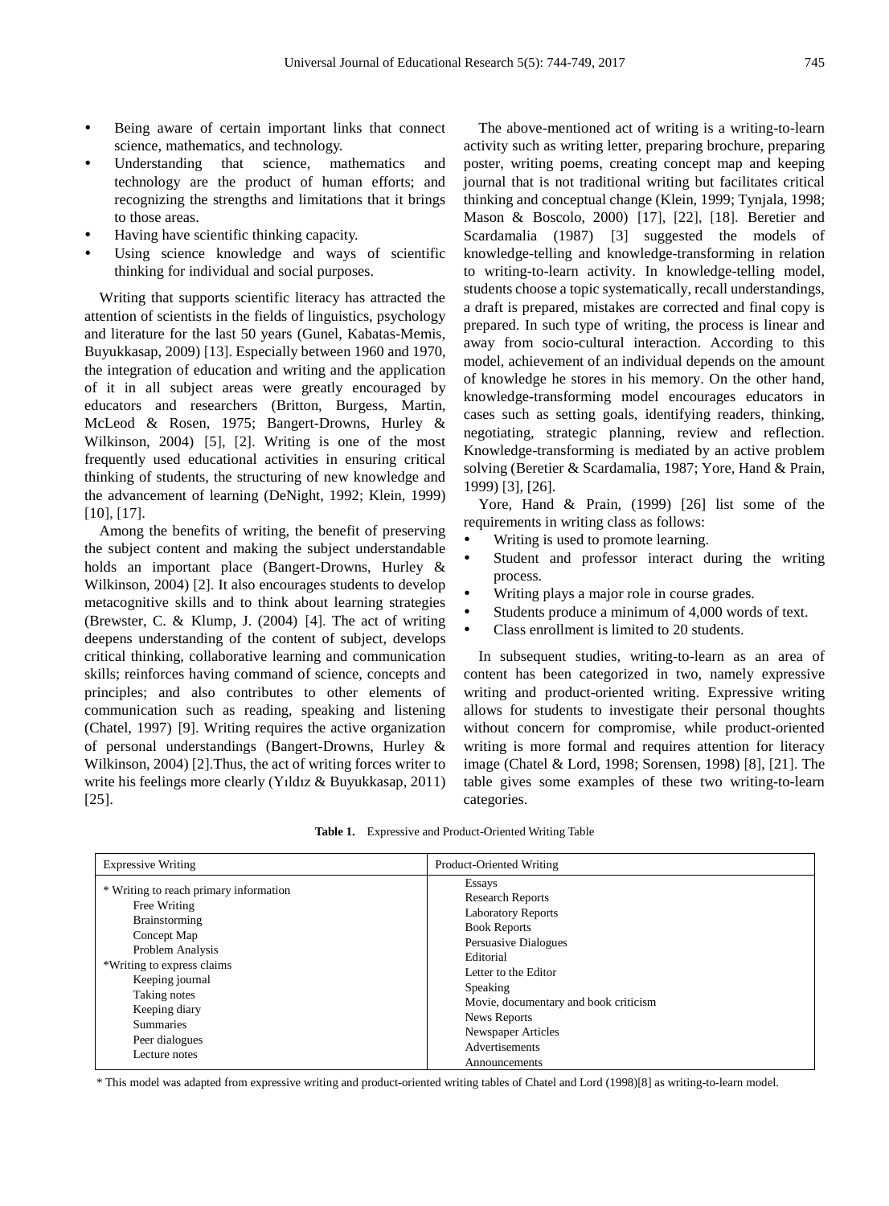- Being aware of certain important links that connect science, mathematics, and technology.
- Understanding that science, mathematics and technology are the product of human efforts; and recognizing the strengths and limitations that it brings to those areas.
- Having have scientific thinking capacity.
- Using science knowledge and ways of scientific thinking for individual and social purposes.

Writing that supports scientific literacy has attracted the attention of scientists in the fields of linguistics, psychology and literature for the last 50 years (Gunel, Kabatas-Memis, Buyukkasap, 2009) [13]. Especially between 1960 and 1970, the integration of education and writing and the application of it in all subject areas were greatly encouraged by educators and researchers (Britton, Burgess, Martin, McLeod & Rosen, 1975; Bangert-Drowns, Hurley & Wilkinson, 2004) [5], [2]. Writing is one of the most frequently used educational activities in ensuring critical thinking of students, the structuring of new knowledge and the advancement of learning (DeNight, 1992; Klein, 1999) [10], [17].

Among the benefits of writing, the benefit of preserving the subject content and making the subject understandable holds an important place (Bangert-Drowns, Hurley & Wilkinson, 2004) [2]. It also encourages students to develop metacognitive skills and to think about learning strategies (Brewster, C. & Klump, J. (2004) [4]. The act of writing deepens understanding of the content of subject, develops critical thinking, collaborative learning and communication skills; reinforces having command of science, concepts and principles; and also contributes to other elements of communication such as reading, speaking and listening (Chatel, 1997) [9]. Writing requires the active organization of personal understandings (Bangert-Drowns, Hurley & Wilkinson, 2004) [2].Thus, the act of writing forces writer to write his feelings more clearly (Yıldız & Buyukkasap, 2011) [25].

The above-mentioned act of writing is a writing-to-learn activity such as writing letter, preparing brochure, preparing poster, writing poems, creating concept map and keeping journal that is not traditional writing but facilitates critical thinking and conceptual change (Klein, 1999; Tynjala, 1998; Mason & Boscolo, 2000) [17], [22], [18]. Beretier and Scardamalia (1987) [3] suggested the models of knowledge-telling and knowledge-transforming in relation to writing-to-learn activity. In knowledge-telling model, students choose a topic systematically, recall understandings, a draft is prepared, mistakes are corrected and final copy is prepared. In such type of writing, the process is linear and away from socio-cultural interaction. According to this model, achievement of an individual depends on the amount of knowledge he stores in his memory. On the other hand, knowledge-transforming model encourages educators in cases such as setting goals, identifying readers, thinking, negotiating, strategic planning, review and reflection. Knowledge-transforming is mediated by an active problem solving (Beretier & Scardamalia, 1987; Yore, Hand & Prain, 1999) [3], [26].

Yore, Hand & Prain, (1999) [26] list some of the requirements in writing class as follows:

- Writing is used to promote learning.
- Student and professor interact during the writing process.
- Writing plays a major role in course grades.
- Students produce a minimum of 4,000 words of text.
- Class enrollment is limited to 20 students.

In subsequent studies, writing-to-learn as an area of content has been categorized in two, namely expressive writing and product-oriented writing. Expressive writing allows for students to investigate their personal thoughts without concern for compromise, while product-oriented writing is more formal and requires attention for literacy image (Chatel & Lord, 1998; Sorensen, 1998) [8], [21]. The table gives some examples of these two writing-to-learn categories.

**Table 1.** Expressive and Product-Oriented Writing Table

| Expressive Writing | Product-Oriented Writing |
|---|---|
| * Writing to reach primary information<br>Free Writing<br>Brainstorming<br>Concept Map<br>Problem Analysis<br>*Writing to express claims<br>Keeping journal<br>Taking notes<br>Keeping diary<br>Summaries<br>Peer dialogues<br>Lecture notes | Essays<br>Research Reports<br>Laboratory Reports<br>Book Reports<br>Persuasive Dialogues<br>Editorial<br>Letter to the Editor<br>Speaking<br>Movie, documentary and book criticism<br>News Reports<br>Newspaper Articles<br>Advertisements<br>Announcements |

\* This model was adapted from expressive writing and product-oriented writing tables of Chatel and Lord (1998)[8] as writing-to-learn model.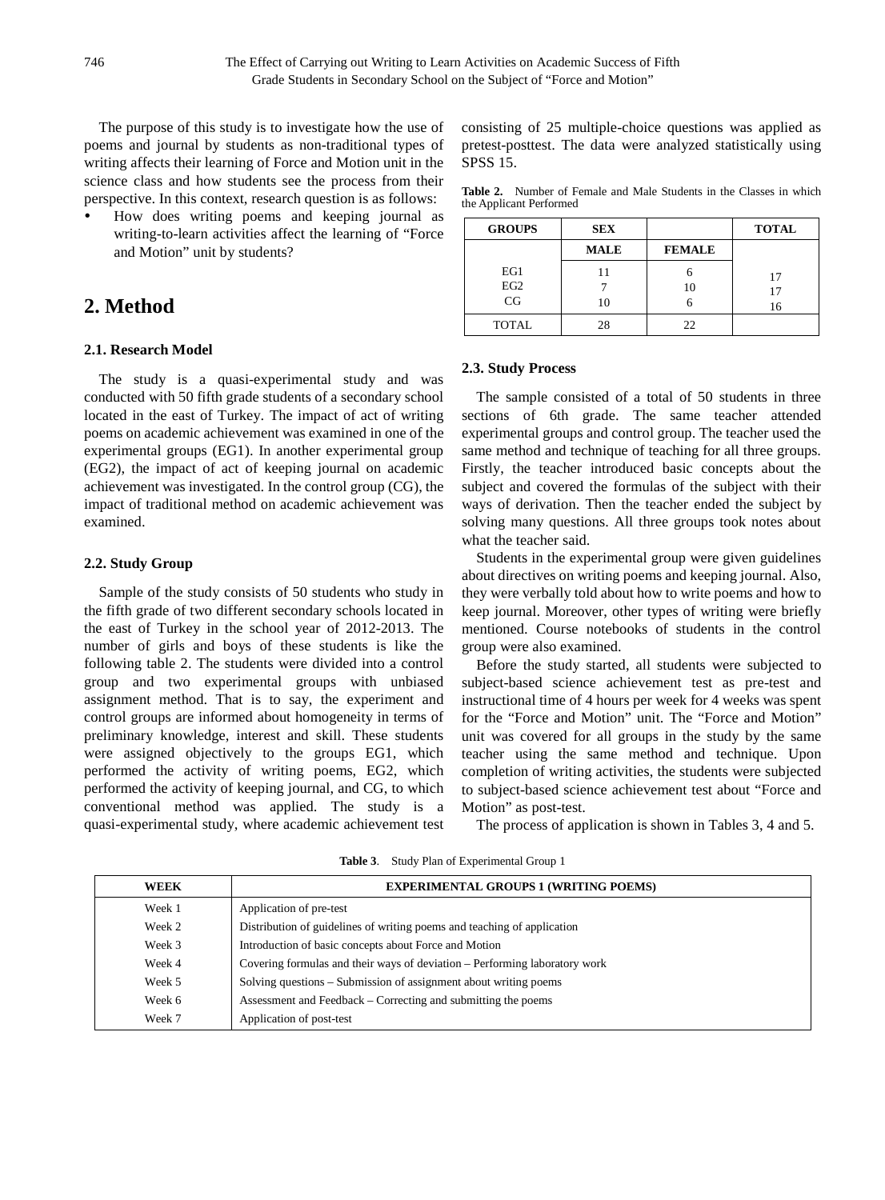The purpose of this study is to investigate how the use of poems and journal by students as non-traditional types of writing affects their learning of Force and Motion unit in the science class and how students see the process from their perspective. In this context, research question is as follows:

- How does writing poems and keeping journal as writing-to-learn activities affect the learning of "Force and Motion" unit by students?

## 2. Method

### 2.1. Research Model

The study is a quasi-experimental study and was conducted with 50 fifth grade students of a secondary school located in the east of Turkey. The impact of act of writing poems on academic achievement was examined in one of the experimental groups (EG1). In another experimental group (EG2), the impact of act of keeping journal on academic achievement was investigated. In the control group (CG), the impact of traditional method on academic achievement was examined.

### 2.2. Study Group

Sample of the study consists of 50 students who study in the fifth grade of two different secondary schools located in the east of Turkey in the school year of 2012-2013. The number of girls and boys of these students is like the following table 2. The students were divided into a control group and two experimental groups with unbiased assignment method. That is to say, the experiment and control groups are informed about homogeneity in terms of preliminary knowledge, interest and skill. These students were assigned objectively to the groups EG1, which performed the activity of writing poems, EG2, which performed the activity of keeping journal, and CG, to which conventional method was applied. The study is a quasi-experimental study, where academic achievement test consisting of 25 multiple-choice questions was applied as pretest-posttest. The data were analyzed statistically using SPSS 15.

**Table 2.** Number of Female and Male Students in the Classes in which the Applicant Performed

| GROUPS | SEX | | TOTAL |
|---|---|---|---|
| | MALE | FEMALE | |
| EG1 | 11 | 6 | 17 |
| EG2 | 7 | 10 | 17 |
| CG | 10 | 6 | 16 |
| TOTAL | 28 | 22 | |

### 2.3. Study Process

The sample consisted of a total of 50 students in three sections of 6th grade. The same teacher attended experimental groups and control group. The teacher used the same method and technique of teaching for all three groups. Firstly, the teacher introduced basic concepts about the subject and covered the formulas of the subject with their ways of derivation. Then the teacher ended the subject by solving many questions. All three groups took notes about what the teacher said.

Students in the experimental group were given guidelines about directives on writing poems and keeping journal. Also, they were verbally told about how to write poems and how to keep journal. Moreover, other types of writing were briefly mentioned. Course notebooks of students in the control group were also examined.

Before the study started, all students were subjected to subject-based science achievement test as pre-test and instructional time of 4 hours per week for 4 weeks was spent for the "Force and Motion" unit. The "Force and Motion" unit was covered for all groups in the study by the same teacher using the same method and technique. Upon completion of writing activities, the students were subjected to subject-based science achievement test about "Force and Motion" as post-test.

The process of application is shown in Tables 3, 4 and 5.

**Table 3**. Study Plan of Experimental Group 1

| WEEK | EXPERIMENTAL GROUPS 1 (WRITING POEMS) |
|---|---|
| Week 1 | Application of pre-test |
| Week 2 | Distribution of guidelines of writing poems and teaching of application |
| Week 3 | Introduction of basic concepts about Force and Motion |
| Week 4 | Covering formulas and their ways of deviation – Performing laboratory work |
| Week 5 | Solving questions – Submission of assignment about writing poems |
| Week 6 | Assessment and Feedback – Correcting and submitting the poems |
| Week 7 | Application of post-test |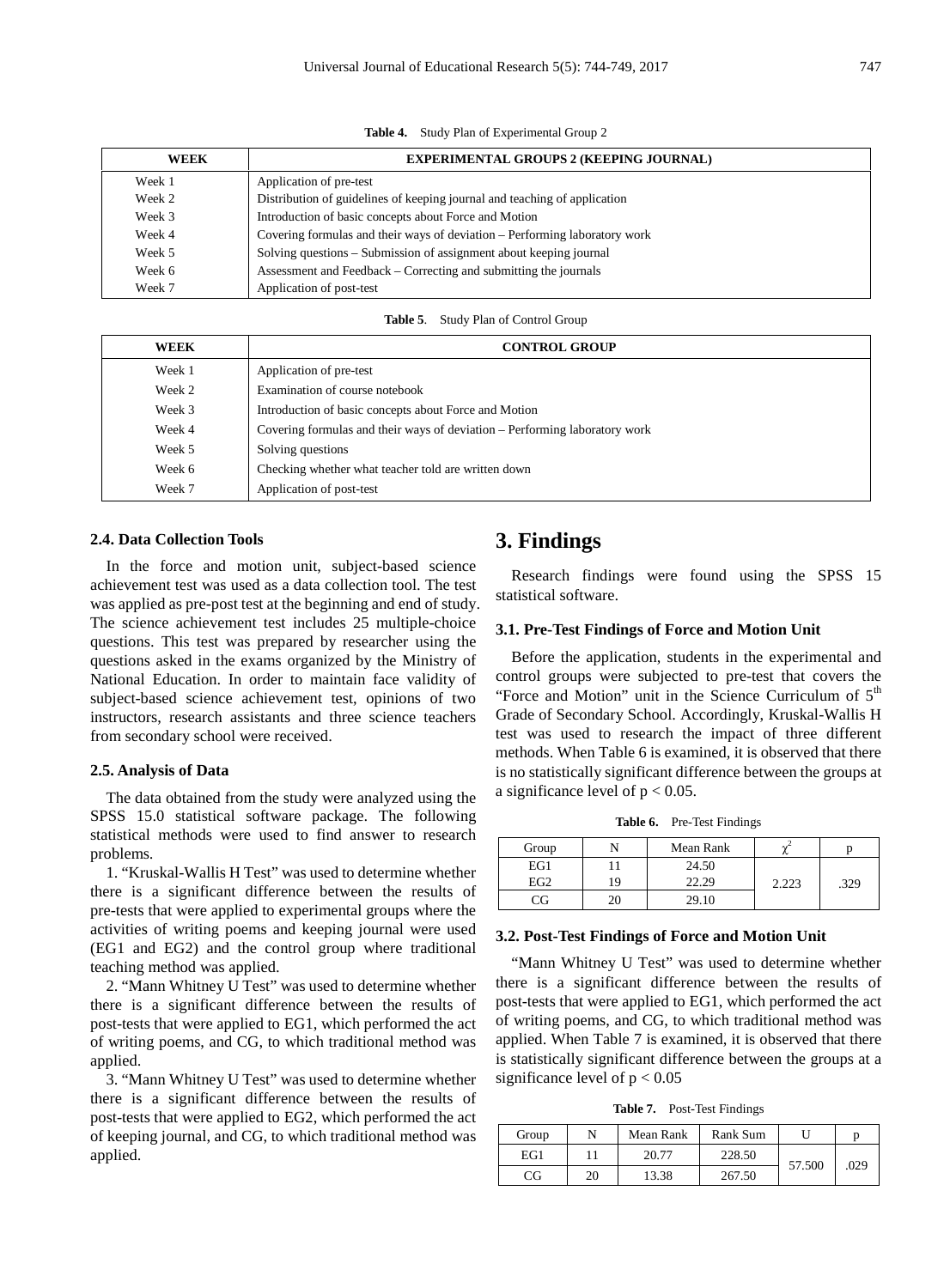**Table 4.** Study Plan of Experimental Group 2

| WEEK | EXPERIMENTAL GROUPS 2 (KEEPING JOURNAL) |
|---|---|
| Week 1 | Application of pre-test |
| Week 2 | Distribution of guidelines of keeping journal and teaching of application |
| Week 3 | Introduction of basic concepts about Force and Motion |
| Week 4 | Covering formulas and their ways of deviation – Performing laboratory work |
| Week 5 | Solving questions – Submission of assignment about keeping journal |
| Week 6 | Assessment and Feedback – Correcting and submitting the journals |
| Week 7 | Application of post-test |

**Table 5**. Study Plan of Control Group

| WEEK | CONTROL GROUP |
|---|---|
| Week 1 | Application of pre-test |
| Week 2 | Examination of course notebook |
| Week 3 | Introduction of basic concepts about Force and Motion |
| Week 4 | Covering formulas and their ways of deviation – Performing laboratory work |
| Week 5 | Solving questions |
| Week 6 | Checking whether what teacher told are written down |
| Week 7 | Application of post-test |

### 2.4. Data Collection Tools

In the force and motion unit, subject-based science achievement test was used as a data collection tool. The test was applied as pre-post test at the beginning and end of study. The science achievement test includes 25 multiple-choice questions. This test was prepared by researcher using the questions asked in the exams organized by the Ministry of National Education. In order to maintain face validity of subject-based science achievement test, opinions of two instructors, research assistants and three science teachers from secondary school were received.

### 2.5. Analysis of Data

The data obtained from the study were analyzed using the SPSS 15.0 statistical software package. The following statistical methods were used to find answer to research problems.

1. "Kruskal-Wallis H Test" was used to determine whether there is a significant difference between the results of pre-tests that were applied to experimental groups where the activities of writing poems and keeping journal were used (EG1 and EG2) and the control group where traditional teaching method was applied.

2. "Mann Whitney U Test" was used to determine whether there is a significant difference between the results of post-tests that were applied to EG1, which performed the act of writing poems, and CG, to which traditional method was applied.

3. "Mann Whitney U Test" was used to determine whether there is a significant difference between the results of post-tests that were applied to EG2, which performed the act of keeping journal, and CG, to which traditional method was applied.

## 3. Findings

Research findings were found using the SPSS 15 statistical software.

### 3.1. Pre-Test Findings of Force and Motion Unit

Before the application, students in the experimental and control groups were subjected to pre-test that covers the "Force and Motion" unit in the Science Curriculum of 5th Grade of Secondary School. Accordingly, Kruskal-Wallis H test was used to research the impact of three different methods. When Table 6 is examined, it is observed that there is no statistically significant difference between the groups at a significance level of $p < 0.05$.

**Table 6.** Pre-Test Findings

| Group | N | Mean Rank | $\chi^2$ | p |
|---|---|---|---|---|
| EG1 | 11 | 24.50 | 2.223 | .329 |
| EG2 | 19 | 22.29 | | |
| CG | 20 | 29.10 | | |

### 3.2. Post-Test Findings of Force and Motion Unit

"Mann Whitney U Test" was used to determine whether there is a significant difference between the results of post-tests that were applied to EG1, which performed the act of writing poems, and CG, to which traditional method was applied. When Table 7 is examined, it is observed that there is statistically significant difference between the groups at a significance level of $p < 0.05$

**Table 7.** Post-Test Findings

| Group | N | Mean Rank | Rank Sum | U | p |
|---|---|---|---|---|---|
| EG1 | 11 | 20.77 | 228.50 | 57.500 | .029 |
| CG | 20 | 13.38 | 267.50 | | |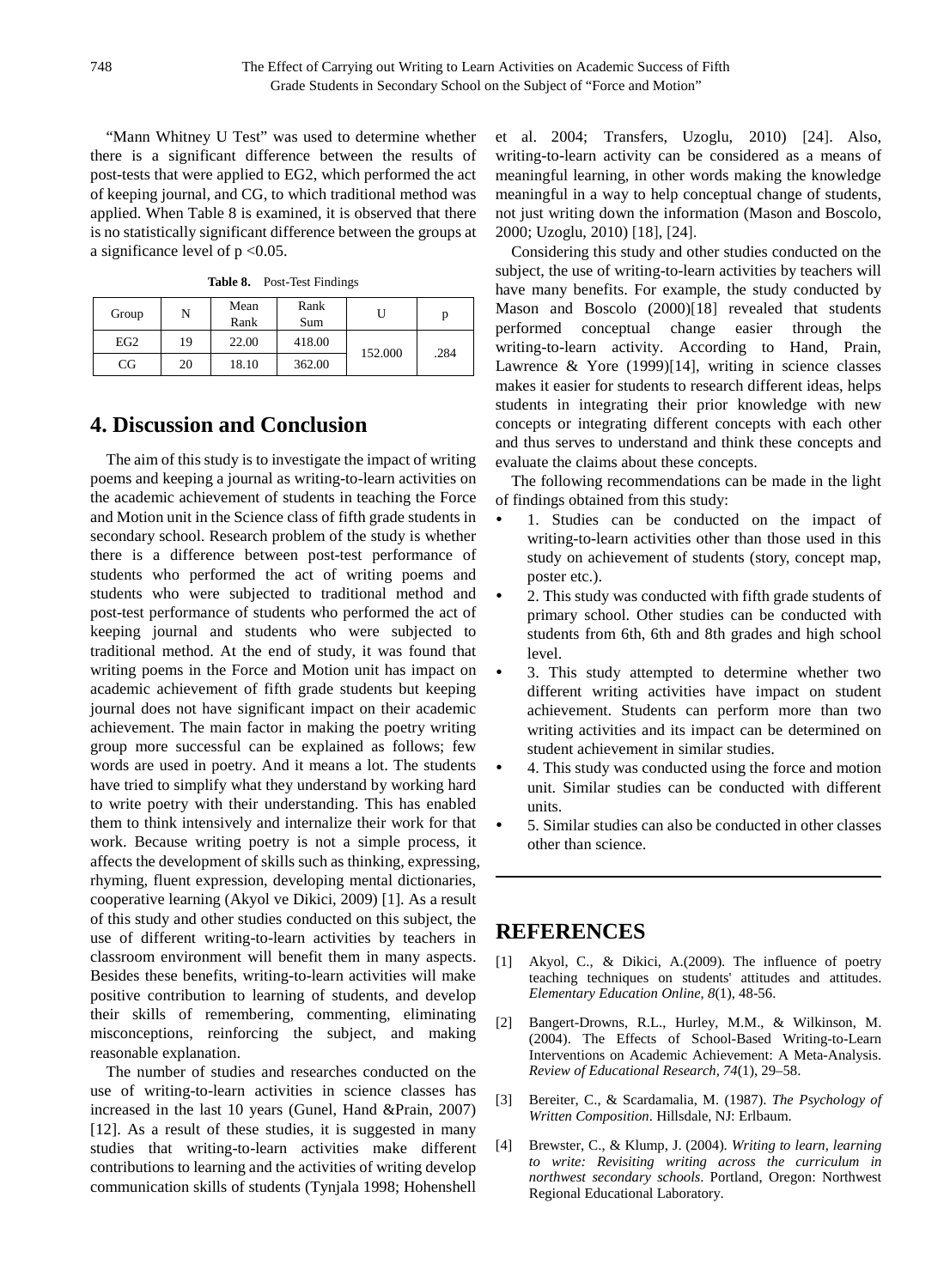"Mann Whitney U Test" was used to determine whether there is a significant difference between the results of post-tests that were applied to EG2, which performed the act of keeping journal, and CG, to which traditional method was applied. When Table 8 is examined, it is observed that there is no statistically significant difference between the groups at a significance level of $p < 0.05$.

**Table 8.** Post-Test Findings

| Group | N | Mean Rank | Rank Sum | U | p |
|---|---|---|---|---|---|
| EG2 | 19 | 22.00 | 418.00 | 152.000 | .284 |
| CG | 20 | 18.10 | 362.00 | | |

## 4. Discussion and Conclusion

The aim of this study is to investigate the impact of writing poems and keeping a journal as writing-to-learn activities on the academic achievement of students in teaching the Force and Motion unit in the Science class of fifth grade students in secondary school. Research problem of the study is whether there is a difference between post-test performance of students who performed the act of writing poems and students who were subjected to traditional method and post-test performance of students who performed the act of keeping journal and students who were subjected to traditional method. At the end of study, it was found that writing poems in the Force and Motion unit has impact on academic achievement of fifth grade students but keeping journal does not have significant impact on their academic achievement. The main factor in making the poetry writing group more successful can be explained as follows; few words are used in poetry. And it means a lot. The students have tried to simplify what they understand by working hard to write poetry with their understanding. This has enabled them to think intensively and internalize their work for that work. Because writing poetry is not a simple process, it affects the development of skills such as thinking, expressing, rhyming, fluent expression, developing mental dictionaries, cooperative learning (Akyol ve Dikici, 2009) [1]. As a result of this study and other studies conducted on this subject, the use of different writing-to-learn activities by teachers in classroom environment will benefit them in many aspects. Besides these benefits, writing-to-learn activities will make positive contribution to learning of students, and develop their skills of remembering, commenting, eliminating misconceptions, reinforcing the subject, and making reasonable explanation.

The number of studies and researches conducted on the use of writing-to-learn activities in science classes has increased in the last 10 years (Gunel, Hand &Prain, 2007) [12]. As a result of these studies, it is suggested in many studies that writing-to-learn activities make different contributions to learning and the activities of writing develop communication skills of students (Tynjala 1998; Hohenshell et al. 2004; Transfers, Uzoglu, 2010) [24]. Also, writing-to-learn activity can be considered as a means of meaningful learning, in other words making the knowledge meaningful in a way to help conceptual change of students, not just writing down the information (Mason and Boscolo, 2000; Uzoglu, 2010) [18], [24].

Considering this study and other studies conducted on the subject, the use of writing-to-learn activities by teachers will have many benefits. For example, the study conducted by Mason and Boscolo (2000)[18] revealed that students performed conceptual change easier through the writing-to-learn activity. According to Hand, Prain, Lawrence & Yore (1999)[14], writing in science classes makes it easier for students to research different ideas, helps students in integrating their prior knowledge with new concepts or integrating different concepts with each other and thus serves to understand and think these concepts and evaluate the claims about these concepts.

The following recommendations can be made in the light of findings obtained from this study:

- 1. Studies can be conducted on the impact of writing-to-learn activities other than those used in this study on achievement of students (story, concept map, poster etc.).
- 2. This study was conducted with fifth grade students of primary school. Other studies can be conducted with students from 6th, 6th and 8th grades and high school level.
- 3. This study attempted to determine whether two different writing activities have impact on student achievement. Students can perform more than two writing activities and its impact can be determined on student achievement in similar studies.
- 4. This study was conducted using the force and motion unit. Similar studies can be conducted with different units.
- 5. Similar studies can also be conducted in other classes other than science.

## REFERENCES

[1] Akyol, C., & Dikici, A.(2009). The influence of poetry teaching techniques on students' attitudes and attitudes. *Elementary Education Online, 8*(1), 48-56.

[2] Bangert-Drowns, R.L., Hurley, M.M., & Wilkinson, M. (2004). The Effects of School-Based Writing-to-Learn Interventions on Academic Achievement: A Meta-Analysis. *Review of Educational Research, 74*(1), 29–58.

[3] Bereiter, C., & Scardamalia, M. (1987). *The Psychology of Written Composition*. Hillsdale, NJ: Erlbaum.

[4] Brewster, C., & Klump, J. (2004). *Writing to learn, learning to write: Revisiting writing across the curriculum in northwest secondary schools*. Portland, Oregon: Northwest Regional Educational Laboratory.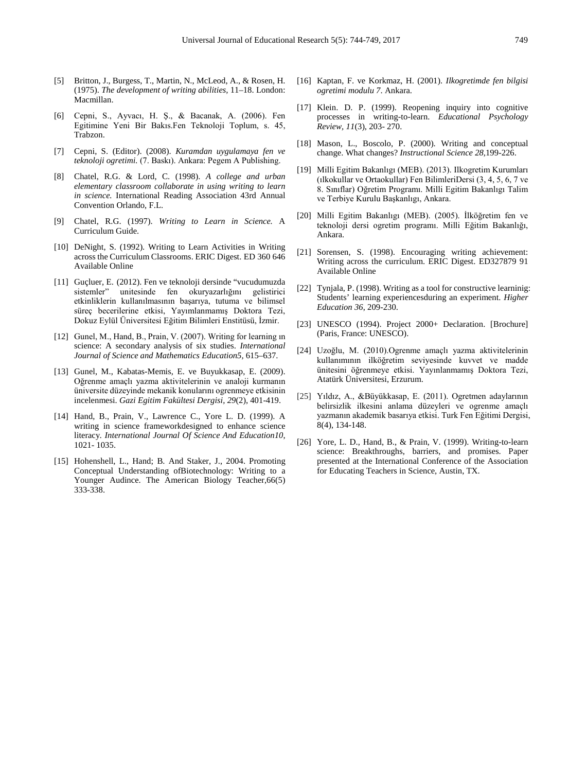[5] Britton, J., Burgess, T., Martin, N., McLeod, A., & Rosen, H. (1975). *The development of writing abilities,* 11–18. London: Macmillan.

[6] Cepni, S., Ayvacı, H. Ş., & Bacanak, A. (2006). Fen Egitimine Yeni Bir Bakıs.Fen Teknoloji Toplum, s. 45, Trabzon.

[7] Cepni, S. (Editor). (2008). *Kuramdan uygulamaya fen ve teknoloji ogretimi.* (7. Baskı). Ankara: Pegem A Publishing.

[8] Chatel, R.G. & Lord, C. (1998). *A college and urban elementary classroom collaborate in using writing to learn in science.* International Reading Association 43rd Annual Convention Orlando, F.L.

[9] Chatel, R.G. (1997). *Writing to Learn in Science.* A Curriculum Guide.

[10] DeNight, S. (1992). Writing to Learn Activities in Writing across the Curriculum Classrooms. ERIC Digest. ED 360 646 Available Online

[11] Guçluer, E. (2012). Fen ve teknoloji dersinde "vucudumuzda sistemler" unitesinde fen okuryazarlığını gelistirici etkinliklerin kullanılmasının başarıya, tutuma ve bilimsel süreç becerilerine etkisi, Yayımlanmamış Doktora Tezi, Dokuz Eylül Üniversitesi Eğitim Bilimleri Enstitüsü, İzmir.

[12] Gunel, M., Hand, B., Prain, V. (2007). Writing for learning ın science: A secondary analysis of six studies. *International Journal of Science and Mathematics Education5,* 615–637.

[13] Gunel, M., Kabatas-Memis, E. ve Buyukkasap, E. (2009). Oğrenme amaçlı yazma aktivitelerinin ve analoji kurmanın üniversite düzeyinde mekanik konularını ogrenmeye etkisinin incelenmesi. *Gazi Egitim Fakültesi Dergisi, 29*(2), 401-419.

[14] Hand, B., Prain, V., Lawrence C., Yore L. D. (1999). A writing in science frameworkdesigned to enhance science literacy. *International Journal Of Science And Education10,* 1021- 1035.

[15] Hohenshell, L., Hand; B. And Staker, J., 2004. Promoting Conceptual Understanding ofBiotechnology: Writing to a Younger Audince. The American Biology Teacher,66(5) 333-338.

[16] Kaptan, F. ve Korkmaz, H. (2001). *Ilkogretimde fen bilgisi ogretimi modulu 7*. Ankara.

[17] Klein. D. P. (1999). Reopening inquiry into cognitive processes in writing-to-learn. *Educational Psychology Review, 11*(3), 203- 270.

[18] Mason, L., Boscolo, P. (2000). Writing and conceptual change. What changes? *Instructional Science 28,*199-226.

[19] Milli Egitim Bakanlıgı (MEB). (2013). Ilkogretim Kurumları (ılkokullar ve Ortaokullar) Fen BilimleriDersi (3, 4, 5, 6, 7 ve 8. Sınıflar) Oğretim Programı. Milli Egitim Bakanlıgı Talim ve Terbiye Kurulu Başkanlıgı, Ankara.

[20] Milli Egitim Bakanlıgı (MEB). (2005). İlköğretim fen ve teknoloji dersi ogretim programı. Milli Eğitim Bakanlığı, Ankara.

[21] Sorensen, S. (1998). Encouraging writing achievement: Writing across the curriculum. ERIC Digest. ED327879 91 Available Online

[22] Tynjala, P. (1998). Writing as a tool for constructive learninig: Students' learning experiencesduring an experiment. *Higher Education 36,* 209-230.

[23] UNESCO (1994). Project 2000+ Declaration. [Brochure] (Paris, France: UNESCO).

[24] Uzoğlu, M. (2010).Ogrenme amaçlı yazma aktivitelerinin kullanımının ilköğretim seviyesinde kuvvet ve madde ünitesini öğrenmeye etkisi. Yayınlanmamış Doktora Tezi, Atatürk Üniversitesi, Erzurum.

[25] Yıldız, A., &Büyükkasap, E. (2011). Ogretmen adaylarının belirsizlik ilkesini anlama düzeyleri ve ogrenme amaçlı yazmanın akademik basarıya etkisi. Turk Fen Eğitimi Dergisi, 8(4), 134-148.

[26] Yore, L. D., Hand, B., & Prain, V. (1999). Writing-to-learn science: Breakthroughs, barriers, and promises. Paper presented at the International Conference of the Association for Educating Teachers in Science, Austin, TX.